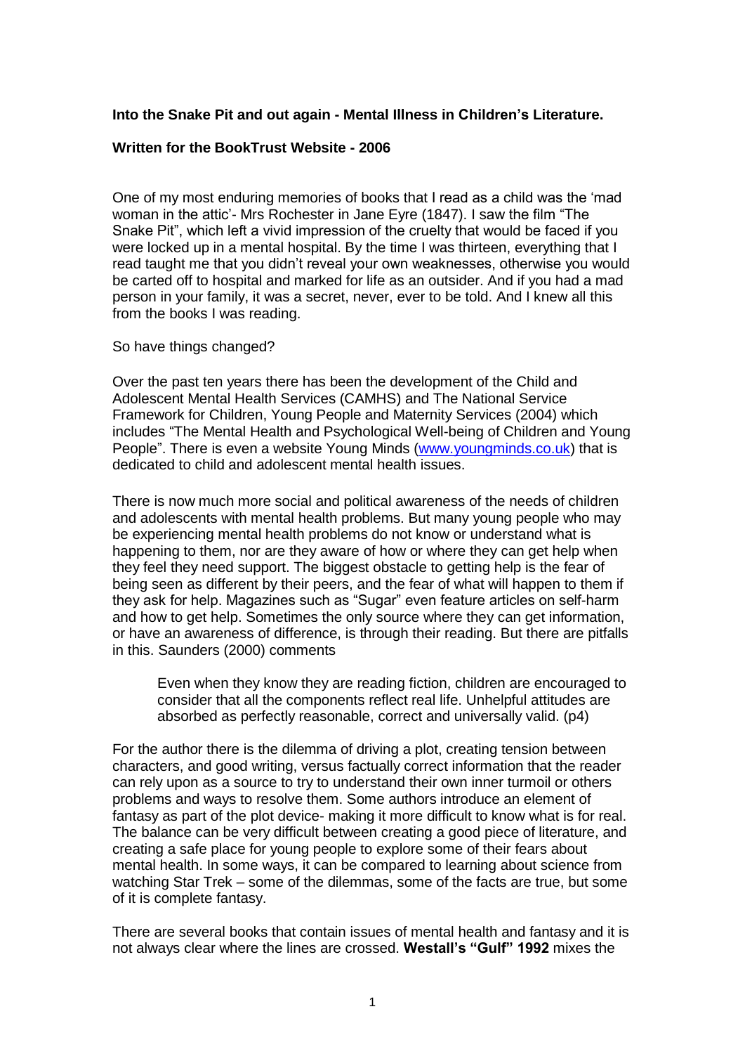**Into the Snake Pit and out again - Mental Illness in Children's Literature.**

**Written for the BookTrust Website - 2006**

One of my most enduring memories of books that I read as a child was the 'mad woman in the attic'- Mrs Rochester in Jane Eyre (1847). I saw the film "The Snake Pit", which left a vivid impression of the cruelty that would be faced if you were locked up in a mental hospital. By the time I was thirteen, everything that I read taught me that you didn't reveal your own weaknesses, otherwise you would be carted off to hospital and marked for life as an outsider. And if you had a mad person in your family, it was a secret, never, ever to be told. And I knew all this from the books I was reading.

So have things changed?

Over the past ten years there has been the development of the Child and Adolescent Mental Health Services (CAMHS) and The National Service Framework for Children, Young People and Maternity Services (2004) which includes "The Mental Health and Psychological Well-being of Children and Young People". There is even a website Young Minds ([www.youngminds.co.uk](http://www.youngminds.co.uk)) that is dedicated to child and adolescent mental health issues.

There is now much more social and political awareness of the needs of children and adolescents with mental health problems. But many young people who may be experiencing mental health problems do not know or understand what is happening to them, nor are they aware of how or where they can get help when they feel they need support. The biggest obstacle to getting help is the fear of being seen as different by their peers, and the fear of what will happen to them if they ask for help. Magazines such as "Sugar" even feature articles on self-harm and how to get help. Sometimes the only source where they can get information, or have an awareness of difference, is through their reading. But there are pitfalls in this. Saunders (2000) comments

> Even when they know they are reading fiction, children are encouraged to consider that all the components reflect real life. Unhelpful attitudes are absorbed as perfectly reasonable, correct and universally valid. (p4)

For the author there is the dilemma of driving a plot, creating tension between characters, and good writing, versus factually correct information that the reader can rely upon as a source to try to understand their own inner turmoil or others problems and ways to resolve them. Some authors introduce an element of fantasy as part of the plot device- making it more difficult to know what is for real. The balance can be very difficult between creating a good piece of literature, and creating a safe place for young people to explore some of their fears about mental health. In some ways, it can be compared to learning about science from watching Star Trek – some of the dilemmas, some of the facts are true, but some of it is complete fantasy.

There are several books that contain issues of mental health and fantasy and it is not always clear where the lines are crossed. **Westall's "Gulf" 1992** mixes the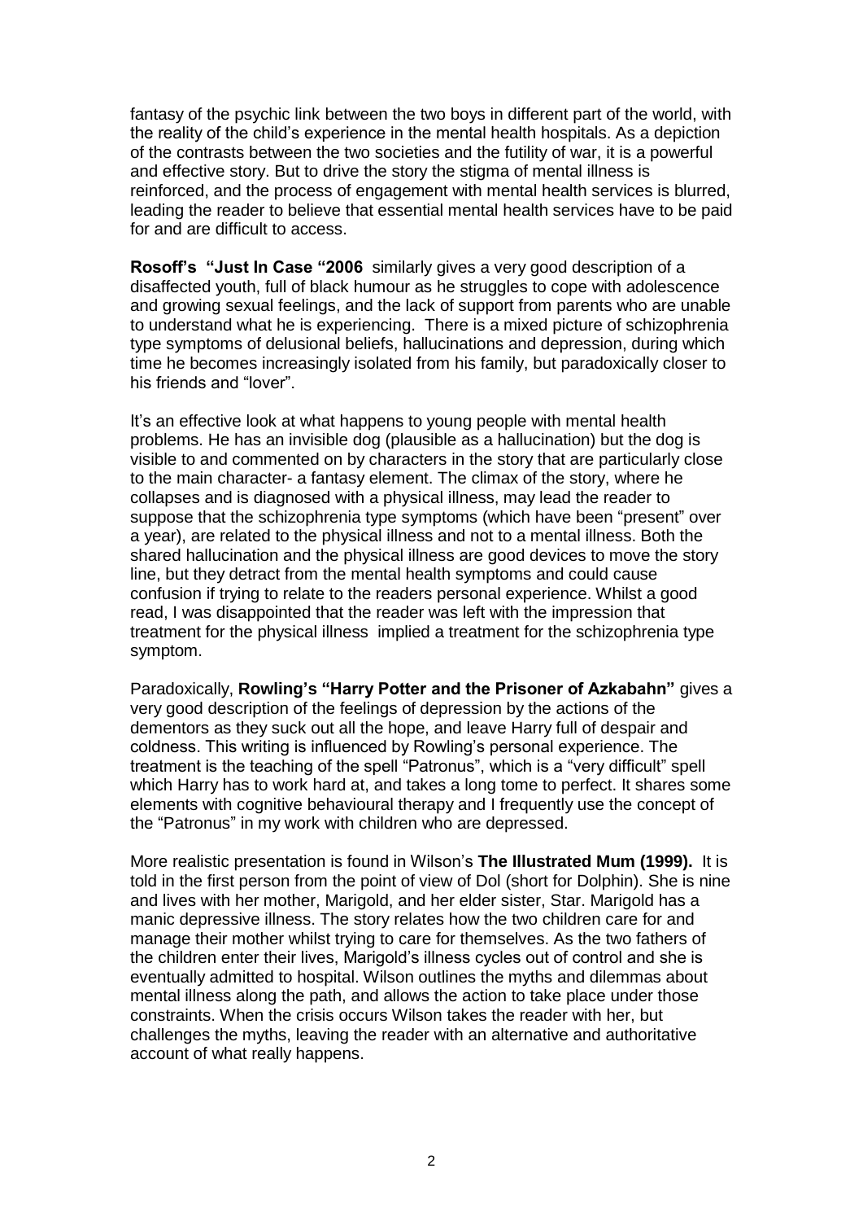fantasy of the psychic link between the two boys in different part of the world, with the reality of the child's experience in the mental health hospitals. As a depiction of the contrasts between the two societies and the futility of war, it is a powerful and effective story. But to drive the story the stigma of mental illness is reinforced, and the process of engagement with mental health services is blurred, leading the reader to believe that essential mental health services have to be paid for and are difficult to access.

**Rosoff's "Just In Case "2006** similarly gives a very good description of a disaffected youth, full of black humour as he struggles to cope with adolescence and growing sexual feelings, and the lack of support from parents who are unable to understand what he is experiencing. There is a mixed picture of schizophrenia type symptoms of delusional beliefs, hallucinations and depression, during which time he becomes increasingly isolated from his family, but paradoxically closer to his friends and "lover".

It's an effective look at what happens to young people with mental health problems. He has an invisible dog (plausible as a hallucination) but the dog is visible to and commented on by characters in the story that are particularly close to the main character- a fantasy element. The climax of the story, where he collapses and is diagnosed with a physical illness, may lead the reader to suppose that the schizophrenia type symptoms (which have been "present" over a year), are related to the physical illness and not to a mental illness. Both the shared hallucination and the physical illness are good devices to move the story line, but they detract from the mental health symptoms and could cause confusion if trying to relate to the readers personal experience. Whilst a good read, I was disappointed that the reader was left with the impression that treatment for the physical illness implied a treatment for the schizophrenia type symptom.

Paradoxically, **Rowling's "Harry Potter and the Prisoner of Azkabahn"** gives a very good description of the feelings of depression by the actions of the dementors as they suck out all the hope, and leave Harry full of despair and coldness. This writing is influenced by Rowling's personal experience. The treatment is the teaching of the spell "Patronus", which is a "very difficult" spell which Harry has to work hard at, and takes a long tome to perfect. It shares some elements with cognitive behavioural therapy and I frequently use the concept of the "Patronus" in my work with children who are depressed.

More realistic presentation is found in Wilson's **The Illustrated Mum (1999).** It is told in the first person from the point of view of Dol (short for Dolphin). She is nine and lives with her mother, Marigold, and her elder sister, Star. Marigold has a manic depressive illness. The story relates how the two children care for and manage their mother whilst trying to care for themselves. As the two fathers of the children enter their lives, Marigold's illness cycles out of control and she is eventually admitted to hospital. Wilson outlines the myths and dilemmas about mental illness along the path, and allows the action to take place under those constraints. When the crisis occurs Wilson takes the reader with her, but challenges the myths, leaving the reader with an alternative and authoritative account of what really happens.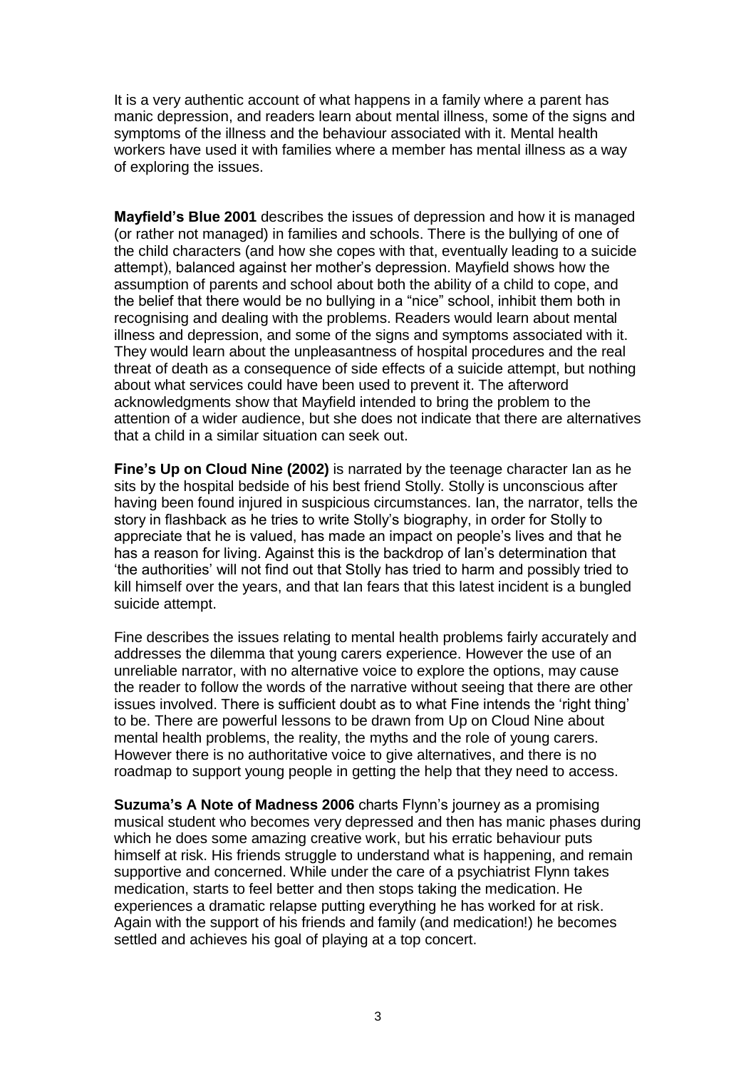It is a very authentic account of what happens in a family where a parent has manic depression, and readers learn about mental illness, some of the signs and symptoms of the illness and the behaviour associated with it. Mental health workers have used it with families where a member has mental illness as a way of exploring the issues.

**Mayfield's Blue 2001** describes the issues of depression and how it is managed (or rather not managed) in families and schools. There is the bullying of one of the child characters (and how she copes with that, eventually leading to a suicide attempt), balanced against her mother's depression. Mayfield shows how the assumption of parents and school about both the ability of a child to cope, and the belief that there would be no bullying in a "nice" school, inhibit them both in recognising and dealing with the problems. Readers would learn about mental illness and depression, and some of the signs and symptoms associated with it. They would learn about the unpleasantness of hospital procedures and the real threat of death as a consequence of side effects of a suicide attempt, but nothing about what services could have been used to prevent it. The afterword acknowledgments show that Mayfield intended to bring the problem to the attention of a wider audience, but she does not indicate that there are alternatives that a child in a similar situation can seek out.

**Fine's Up on Cloud Nine (2002)** is narrated by the teenage character Ian as he sits by the hospital bedside of his best friend Stolly. Stolly is unconscious after having been found injured in suspicious circumstances. Ian, the narrator, tells the story in flashback as he tries to write Stolly's biography, in order for Stolly to appreciate that he is valued, has made an impact on people's lives and that he has a reason for living. Against this is the backdrop of Ian's determination that 'the authorities' will not find out that Stolly has tried to harm and possibly tried to kill himself over the years, and that Ian fears that this latest incident is a bungled suicide attempt.

Fine describes the issues relating to mental health problems fairly accurately and addresses the dilemma that young carers experience. However the use of an unreliable narrator, with no alternative voice to explore the options, may cause the reader to follow the words of the narrative without seeing that there are other issues involved. There is sufficient doubt as to what Fine intends the 'right thing' to be. There are powerful lessons to be drawn from Up on Cloud Nine about mental health problems, the reality, the myths and the role of young carers. However there is no authoritative voice to give alternatives, and there is no roadmap to support young people in getting the help that they need to access.

**Suzuma's A Note of Madness 2006** charts Flynn's journey as a promising musical student who becomes very depressed and then has manic phases during which he does some amazing creative work, but his erratic behaviour puts himself at risk. His friends struggle to understand what is happening, and remain supportive and concerned. While under the care of a psychiatrist Flynn takes medication, starts to feel better and then stops taking the medication. He experiences a dramatic relapse putting everything he has worked for at risk. Again with the support of his friends and family (and medication!) he becomes settled and achieves his goal of playing at a top concert.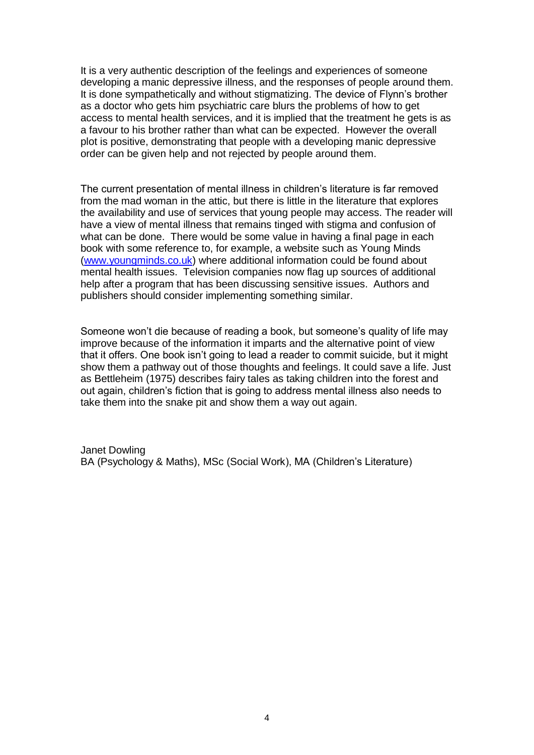It is a very authentic description of the feelings and experiences of someone developing a manic depressive illness, and the responses of people around them. It is done sympathetically and without stigmatizing. The device of Flynn's brother as a doctor who gets him psychiatric care blurs the problems of how to get access to mental health services, and it is implied that the treatment he gets is as a favour to his brother rather than what can be expected. However the overall plot is positive, demonstrating that people with a developing manic depressive order can be given help and not rejected by people around them.

The current presentation of mental illness in children's literature is far removed from the mad woman in the attic, but there is little in the literature that explores the availability and use of services that young people may access. The reader will have a view of mental illness that remains tinged with stigma and confusion of what can be done. There would be some value in having a final page in each book with some reference to, for example, a website such as Young Minds ([www.youngminds.co.uk](http://www.youngminds.co.uk)) where additional information could be found about mental health issues. Television companies now flag up sources of additional help after a program that has been discussing sensitive issues. Authors and publishers should consider implementing something similar.

Someone won't die because of reading a book, but someone's quality of life may improve because of the information it imparts and the alternative point of view that it offers. One book isn't going to lead a reader to commit suicide, but it might show them a pathway out of those thoughts and feelings. It could save a life. Just as Bettleheim (1975) describes fairy tales as taking children into the forest and out again, children's fiction that is going to address mental illness also needs to take them into the snake pit and show them a way out again.

Janet Dowling
BA (Psychology & Maths), MSc (Social Work), MA (Children's Literature)